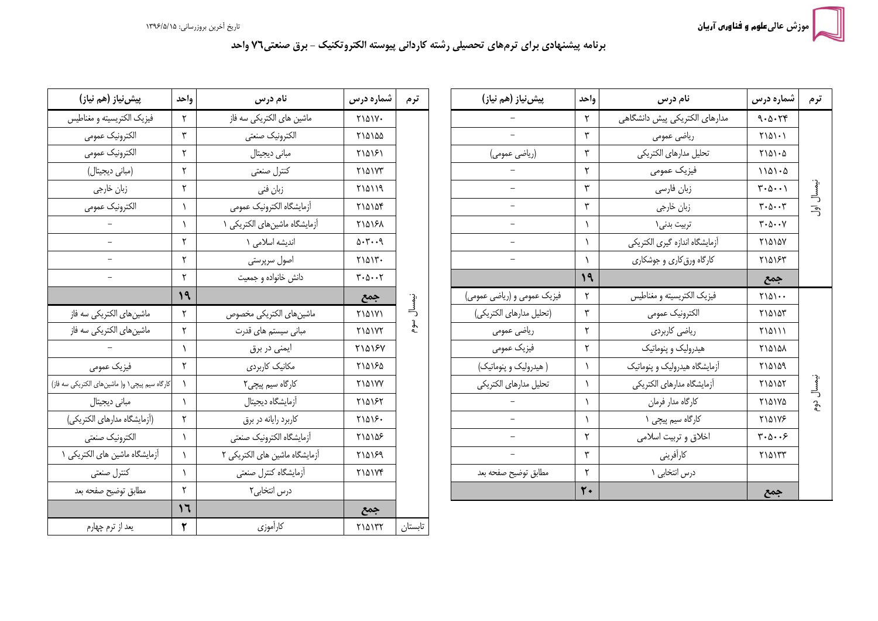آموزش عالی علوم و فناوری آریان

تاریخ آخرین بروزرسانی: ۱۳۹۶/۵/۱۵

# برنامه پیشنهادی برای ترم‌های تحصیلی رشته کاردانی پیوسته الکتروتکنیک - برق صنعتی۷۶ واحد

| ترم | شماره درس | نام درس | واحد | پیش‌نیاز (هم نیاز) |
|---|---|---|---|---|
| نیمسال اول | ۹۰۵۰۲۴ | مدارهای الکتریکی پیش دانشگاهی | ۲ | – |
| | ۲۱۵۱۰۱ | ریاضی عمومی | ۳ | – |
| | ۲۱۵۱۰۵ | تحلیل مدارهای الکتریکی | ۳ | (ریاضی عمومی) |
| | ۱۱۵۱۰۵ | فیزیک عمومی | ۲ | – |
| | ۳۰۵۰۰۱ | زبان فارسی | ۳ | – |
| | ۳۰۵۰۰۳ | زبان خارجی | ۳ | – |
| | ۳۰۵۰۰۷ | تربیت بدنی۱ | ۱ | – |
| | ۲۱۵۱۵۷ | آزمایشگاه اندازه گیری الکتریکی | ۱ | – |
| | ۲۱۵۱۶۳ | کارگاه ورق‌کاری و جوشکاری | ۱ | – |
| | جمع | | ۱۹ | |
| نیمسال دوم | ۲۱۵۱۰۰ | فیزیک الکتریسیته و مغناطیس | ۲ | فیزیک عمومی و (ریاضی عمومی) |
| | ۲۱۵۱۵۳ | الکترونیک عمومی | ۳ | (تحلیل مدارهای الکتریکی) |
| | ۲۱۵۱۱۱ | ریاضی کاربردی | ۲ | ریاضی عمومی |
| | ۲۱۵۱۵۸ | هیدرولیک و پنوماتیک | ۲ | فیزیک عمومی |
| | ۲۱۵۱۵۹ | آزمایشگاه هیدرولیک و پنوماتیک | ۱ | ( هیدرولیک و پنوماتیک) |
| | ۲۱۵۱۵۲ | آزمایشگاه مدارهای الکتریکی | ۱ | تحلیل مدارهای الکتریکی |
| | ۲۱۵۱۷۵ | کارگاه مدار فرمان | ۱ | – |
| | ۲۱۵۱۷۶ | کارگاه سیم پیچی ۱ | ۱ | – |
| | ۳۰۵۰۰۶ | اخلاق و تربیت اسلامی | ۲ | – |
| | ۲۱۵۱۳۳ | کارآفرینی | ۳ | – |
| | | درس انتخابی ۱ | ۲ | مطابق توضیح صفحه بعد |
| | جمع | | ۲۰ | |
| نیمسال سوم | ۲۱۵۱۷۰ | ماشین های الکتریکی سه فاز | ۲ | فیزیک الکتریسیته و مغناطیس |
| | ۲۱۵۱۵۵ | الکترونیک صنعتی | ۳ | الکترونیک عمومی |
| | ۲۱۵۱۶۱ | مبانی دیجیتال | ۲ | الکترونیک عمومی |
| | ۲۱۵۱۷۳ | کنترل صنعتی | ۲ | (مبانی دیجیتال) |
| | ۲۱۵۱۱۹ | زبان فنی | ۲ | زبان خارجی |
| | ۲۱۵۱۵۴ | آزمایشگاه الکترونیک عمومی | ۱ | الکترونیک عمومی |
| | ۲۱۵۱۶۸ | آزمایشگاه ماشین‌های الکتریکی ۱ | ۱ | – |
| | ۵۰۳۰۰۹ | اندیشه اسلامی ۱ | ۲ | – |
| | ۲۱۵۱۳۰ | اصول سرپرستی | ۲ | – |
| | ۳۰۵۰۰۲ | دانش خانواده و جمعیت | ۲ | – |
| | جمع | | ۱۹ | |
| | ۲۱۵۱۷۱ | ماشین‌های الکتریکی مخصوص | ۲ | ماشین‌های الکتریکی سه فاز |
| | ۲۱۵۱۷۲ | مبانی سیستم های قدرت | ۲ | ماشین‌های الکتریکی سه فاز |
| | ۲۱۵۱۶۷ | ایمنی در برق | ۱ | – |
| | ۲۱۵۱۶۵ | مکانیک کاربردی | ۲ | فیزیک عمومی |
| | ۲۱۵۱۷۷ | کارگاه سیم پیچی۲ | ۱ | کارگاه سیم پیچی۱ و( ماشین‌های الکتریکی سه فاز) |
| | ۲۱۵۱۶۲ | آزمایشگاه دیجیتال | ۱ | مبانی دیجیتال |
| | ۲۱۵۱۶۰ | کاربرد رایانه در برق | ۲ | (آزمایشگاه مدارهای الکتریکی) |
| | ۲۱۵۱۵۶ | آزمایشگاه الکترونیک صنعتی | ۱ | الکترونیک صنعتی |
| | ۲۱۵۱۶۹ | آزمایشگاه ماشین های الکتریکی ۲ | ۱ | آزمایشگاه ماشین های الکتریکی ۱ |
| | ۲۱۵۱۷۴ | آزمایشگاه کنترل صنعتی | ۱ | کنترل صنعتی |
| | | درس انتخابی۲ | ۲ | مطابق توضیح صفحه بعد |
| | جمع | | ۱۶ | |
| تابستان | ۲۱۵۱۳۲ | کارآموزی | ۲ | بعد از ترم چهارم |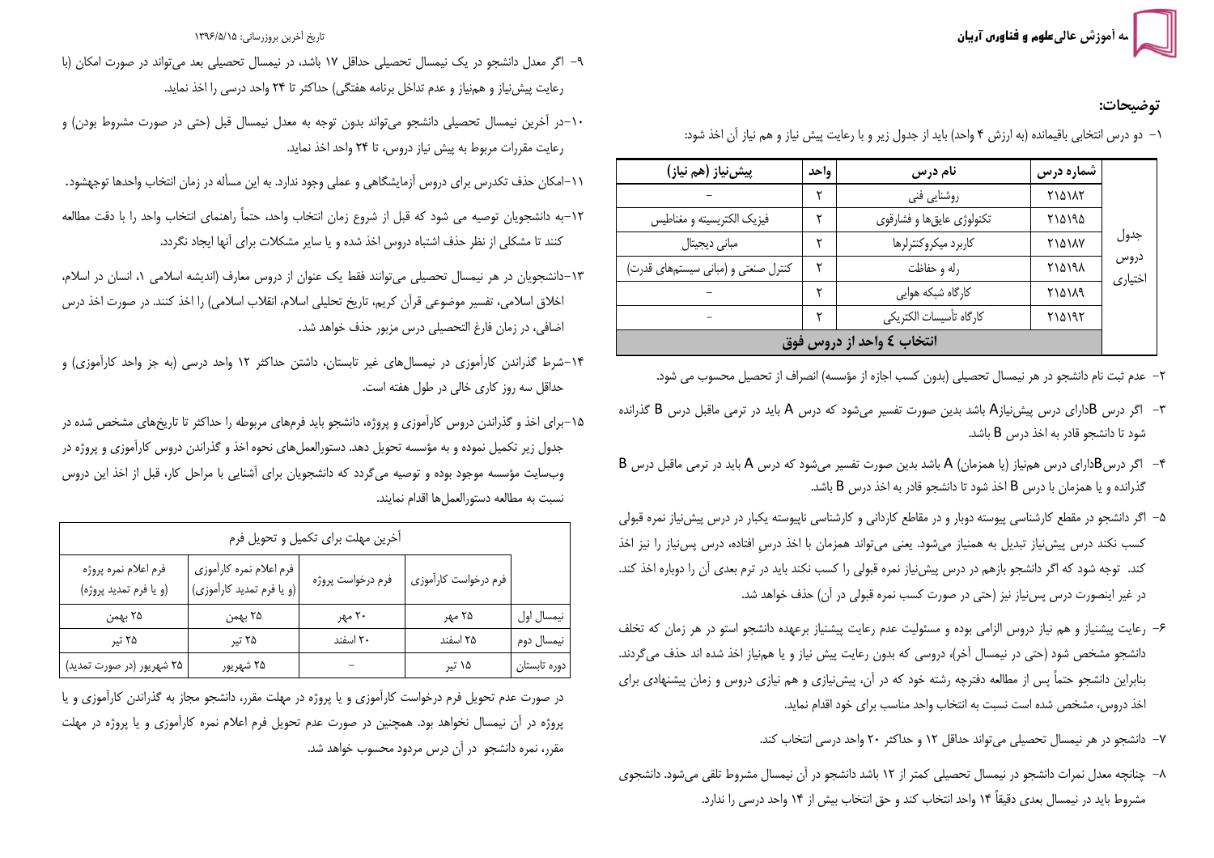## توضیحات:

۱- دو درس انتخابی باقیمانده (به ارزش ۴ واحد) باید از جدول زیر و با رعایت پیش نیاز و هم نیاز آن اخذ شود:

| | شماره درس | نام درس | واحد | پیش‌نیاز (هم نیاز) |
|---|---|---|---|---|
| جدول دروس اختیاری | ۲۱۵۱۸۲ | روشنایی فنی | ۲ | – |
| | ۲۱۵۱۹۵ | تکنولوژی عایق‌ها و فشارقوی | ۲ | فیزیک الکتریسیته و مغناطیس |
| | ۲۱۵۱۸۷ | کاربرد میکروکنترلرها | ۲ | مبانی دیجیتال |
| | ۲۱۵۱۹۸ | رله و حفاظت | ۲ | کنترل صنعتی و (مبانی سیستم‌های قدرت) |
| | ۲۱۵۱۸۹ | کارگاه شبکه هوایی | ۲ | – |
| | ۲۱۵۱۹۲ | کارگاه تأسیسات الکتریکی | ۲ | – |
| | **انتخاب ٤ واحد از دروس فوق** | | | |

۲- عدم ثبت نام دانشجو در هر نیمسال تحصیلی (بدون کسب اجازه از مؤسسه) انصراف از تحصیل محسوب می شود.

۳- اگر درس Bدارای درس پیش‌نیازA باشد بدین صورت تفسیر می‌شود که درس A باید در ترمی ماقبل درس B گذرانده شود تا دانشجو قادر به اخذ درس B باشد.

۴- اگر درسBدارای درس هم‌نیاز (یا همزمان) A باشد بدین صورت تفسیر می‌شود که درس A باید در ترمی ماقبل درس B گذرانده و یا همزمان با درس B اخذ شود تا دانشجو قادر به اخذ درس B باشد.

۵- اگر دانشجو در مقطع کارشناسی پیوسته دوبار و در مقاطع کاردانی و کارشناسی ناپیوسته یکبار در درس پیش‌نیاز نمره قبولی کسب نکند درس پیش‌نیاز تبدیل به همنیاز می‌شود. یعنی می‌تواند همزمان با اخذ درس افتاده، درس پس‌نیاز را نیز اخذ کند. توجه شود که اگر دانشجو بازهم در درس پیش‌نیاز نمره قبولی را کسب نکند باید در ترم بعدی آن را دوباره اخذ کند. در غیر اینصورت درس پس‌نیاز نیز (حتی در صورت کسب نمره قبولی در آن) حذف خواهد شد.

۶- رعایت پیشنیاز و هم نیاز دروس الزامی بوده و مسئولیت عدم رعایت پیشنیاز برعهده دانشجو استو در هر زمان که تخلف دانشجو مشخص شود (حتی در نیمسال آخر)، دروسی که بدون رعایت پیش نیاز و یا هم‌نیاز اخذ شده اند حذف می‌گردند. بنابراین دانشجو حتماً پس از مطالعه دفترچه رشته خود که در آن، پیش‌نیازی و هم نیازی دروس و زمان پیشنهادی برای اخذ دروس، مشخص شده است نسبت به انتخاب واحد مناسب برای خود اقدام نماید.

۷- دانشجو در هر نیمسال تحصیلی می‌تواند حداقل ۱۲ و حداکثر ۲۰ واحد درسی انتخاب کند.

۸- چنانچه معدل نمرات دانشجو در نیمسال تحصیلی کمتر از ۱۲ باشد دانشجو در آن نیمسال مشروط تلقی می‌شود. دانشجوی مشروط باید در نیمسال بعدی دقیقاً ۱۴ واحد انتخاب کند و حق انتخاب بیش از ۱۴ واحد درسی را ندارد.

۹- اگر معدل دانشجو در یک نیمسال تحصیلی حداقل ۱۷ باشد، در نیمسال تحصیلی بعد می‌تواند در صورت امکان (با رعایت پیش‌نیاز و هم‌نیاز و عدم تداخل برنامه هفتگی) حداکثر تا ۲۴ واحد درسی را اخذ نماید.

۱۰-در آخرین نیمسال تحصیلی دانشجو می‌تواند بدون توجه به معدل نیمسال قبل (حتی در صورت مشروط بودن) و رعایت مقررات مربوط به پیش نیاز دروس، تا ۲۴ واحد اخذ نماید.

۱۱-امکان حذف تکدرس برای دروس آزمایشگاهی و عملی وجود ندارد. به این مسأله در زمان انتخاب واحدها توجهشود.

۱۲-به دانشجویان توصیه می شود که قبل از شروع زمان انتخاب واحد، حتماً راهنمای انتخاب واحد را با دقت مطالعه کنند تا مشکلی از نظر حذف اشتباه دروس اخذ شده و یا سایر مشکلات برای آنها ایجاد نگردد.

۱۳-دانشجویان در هر نیمسال تحصیلی می‌توانند فقط یک عنوان از دروس معارف (اندیشه اسلامی ۱، انسان در اسلام، اخلاق اسلامی، تفسیر موضوعی قرآن کریم، تاریخ تحلیلی اسلام، انقلاب اسلامی) را اخذ کنند. در صورت اخذ درس اضافی، در زمان فارغ التحصیلی درس مزبور حذف خواهد شد.

۱۴-شرط گذراندن کارآموزی در نیمسال‌های غیر تابستان، داشتن حداکثر ۱۲ واحد درسی (به جز واحد کارآموزی) و حداقل سه روز کاری خالی در طول هفته است.

۱۵-برای اخذ و گذراندن دروس کارآموزی و پروژه، دانشجو باید فرم‌های مربوطه را حداکثر تا تاریخ‌های مشخص شده در جدول زیر تکمیل نموده و به مؤسسه تحویل دهد. دستورالعمل‌های نحوه اخذ و گذراندن دروس کارآموزی و پروژه در وب‌سایت مؤسسه موجود بوده و توصیه می‌گردد که دانشجویان برای آشنایی با مراحل کار، قبل از اخذ این دروس نسبت به مطالعه دستورالعمل‌ها اقدام نمایند.

| | آخرین مهلت برای تکمیل و تحویل فرم | | | |
|---|---|---|---|---|
| | فرم درخواست کارآموزی | فرم درخواست پروژه | فرم اعلام نمره کارآموزی (و یا فرم تمدید کارآموزی) | فرم اعلام نمره پروژه (و یا فرم تمدید پروژه) |
| نیمسال اول | ۲۵ مهر | ۲۰ مهر | ۲۵ بهمن | ۲۵ بهمن |
| نیمسال دوم | ۲۵ اسفند | ۲۰ اسفند | ۲۵ تیر | ۲۵ تیر |
| دوره تابستان | ۱۵ تیر | – | ۲۵ شهریور | ۲۵ شهریور (در صورت تمدید) |

در صورت عدم تحویل فرم درخواست کارآموزی و یا پروژه در مهلت مقرر، دانشجو مجاز به گذراندن کارآموزی و یا پروژه در آن نیمسال نخواهد بود. همچنین در صورت عدم تحویل فرم اعلام نمره کارآموزی و یا پروژه در مهلت مقرر، نمره دانشجو در آن درس مردود محسوب خواهد شد.